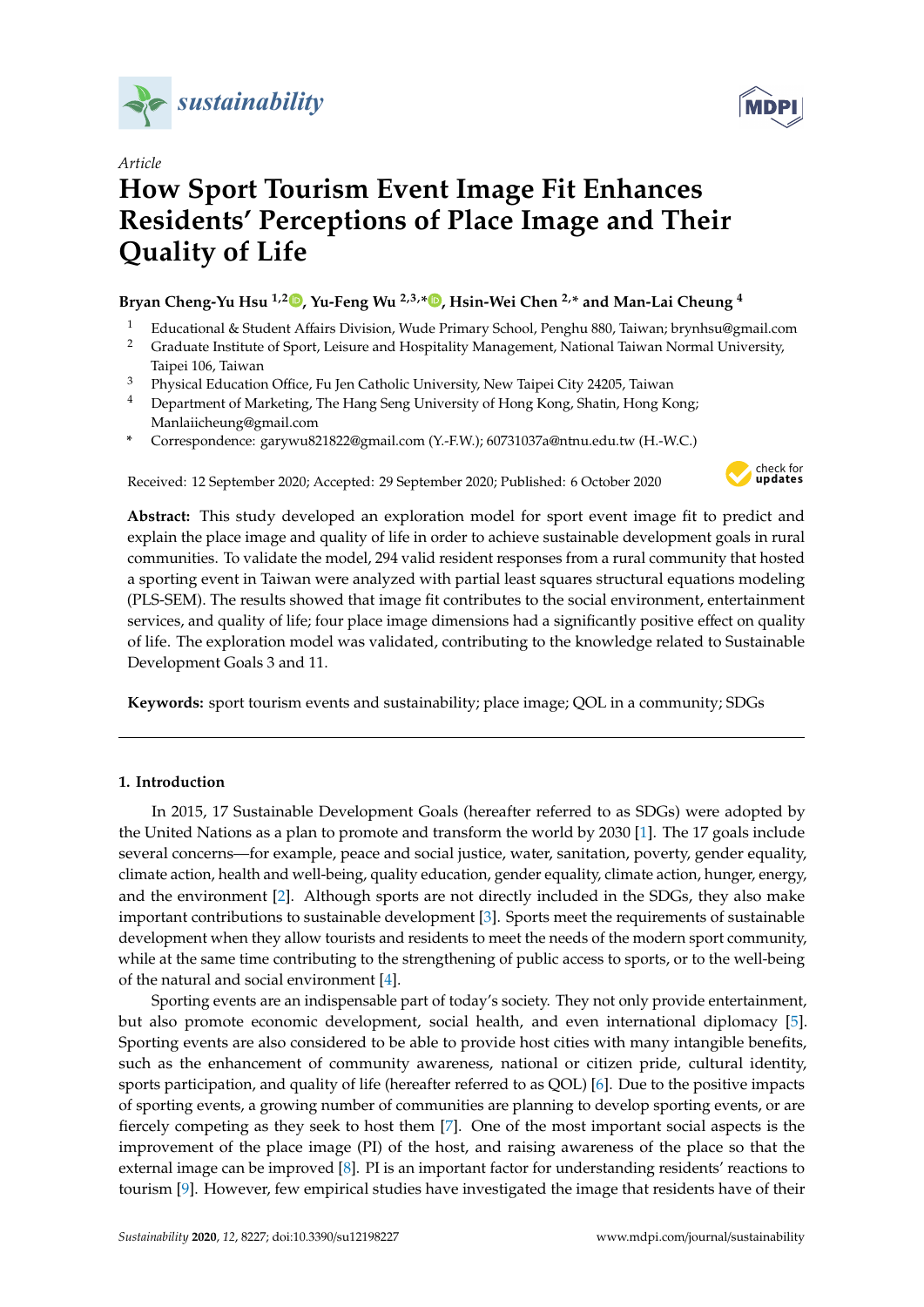*Article*

# How Sport Tourism Event Image Fit Enhances Residents' Perceptions of Place Image and Their Quality of Life

**Bryan Cheng-Yu Hsu [1,2], Yu-Feng Wu [2,3,*], Hsin-Wei Chen [2,*] and Man-Lai Cheung [4]**

1. Educational & Student Affairs Division, Wude Primary School, Penghu 880, Taiwan; brynhsu@gmail.com
2. Graduate Institute of Sport, Leisure and Hospitality Management, National Taiwan Normal University, Taipei 106, Taiwan
3. Physical Education Office, Fu Jen Catholic University, New Taipei City 24205, Taiwan
4. Department of Marketing, The Hang Seng University of Hong Kong, Shatin, Hong Kong; Manlaiicheung@gmail.com

\* Correspondence: garywu821822@gmail.com (Y.-F.W.); 60731037a@ntnu.edu.tw (H.-W.C.)

Received: 12 September 2020; Accepted: 29 September 2020; Published: 6 October 2020

**Abstract:** This study developed an exploration model for sport event image fit to predict and explain the place image and quality of life in order to achieve sustainable development goals in rural communities. To validate the model, 294 valid resident responses from a rural community that hosted a sporting event in Taiwan were analyzed with partial least squares structural equations modeling (PLS-SEM). The results showed that image fit contributes to the social environment, entertainment services, and quality of life; four place image dimensions had a significantly positive effect on quality of life. The exploration model was validated, contributing to the knowledge related to Sustainable Development Goals 3 and 11.

**Keywords:** sport tourism events and sustainability; place image; QOL in a community; SDGs

## 1. Introduction

In 2015, 17 Sustainable Development Goals (hereafter referred to as SDGs) were adopted by the United Nations as a plan to promote and transform the world by 2030 [1]. The 17 goals include several concerns—for example, peace and social justice, water, sanitation, poverty, gender equality, climate action, health and well-being, quality education, gender equality, climate action, hunger, energy, and the environment [2]. Although sports are not directly included in the SDGs, they also make important contributions to sustainable development [3]. Sports meet the requirements of sustainable development when they allow tourists and residents to meet the needs of the modern sport community, while at the same time contributing to the strengthening of public access to sports, or to the well-being of the natural and social environment [4].

Sporting events are an indispensable part of today's society. They not only provide entertainment, but also promote economic development, social health, and even international diplomacy [5]. Sporting events are also considered to be able to provide host cities with many intangible benefits, such as the enhancement of community awareness, national or citizen pride, cultural identity, sports participation, and quality of life (hereafter referred to as QOL) [6]. Due to the positive impacts of sporting events, a growing number of communities are planning to develop sporting events, or are fiercely competing as they seek to host them [7]. One of the most important social aspects is the improvement of the place image (PI) of the host, and raising awareness of the place so that the external image can be improved [8]. PI is an important factor for understanding residents' reactions to tourism [9]. However, few empirical studies have investigated the image that residents have of their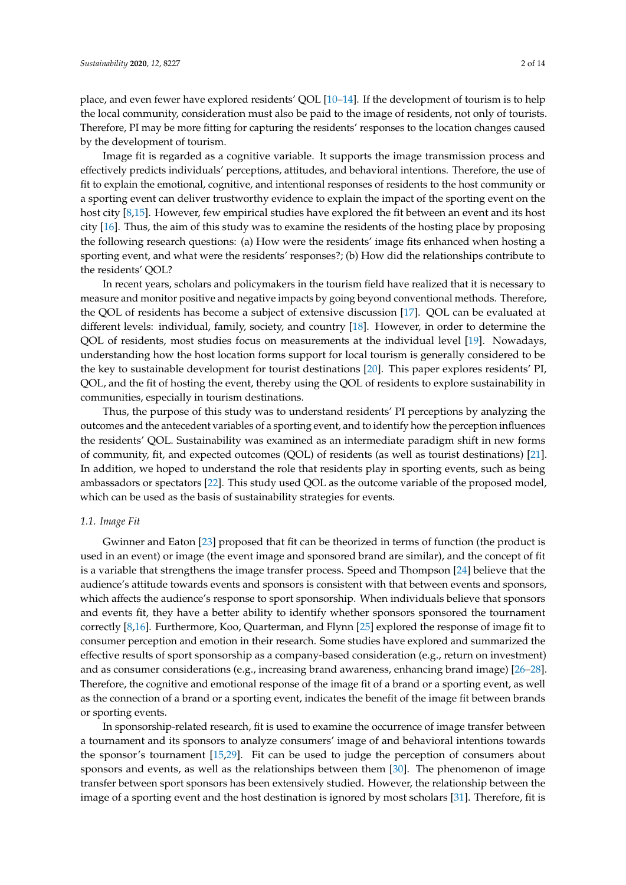place, and even fewer have explored residents' QOL [10–14]. If the development of tourism is to help the local community, consideration must also be paid to the image of residents, not only of tourists. Therefore, PI may be more fitting for capturing the residents' responses to the location changes caused by the development of tourism.

Image fit is regarded as a cognitive variable. It supports the image transmission process and effectively predicts individuals' perceptions, attitudes, and behavioral intentions. Therefore, the use of fit to explain the emotional, cognitive, and intentional responses of residents to the host community or a sporting event can deliver trustworthy evidence to explain the impact of the sporting event on the host city [8,15]. However, few empirical studies have explored the fit between an event and its host city [16]. Thus, the aim of this study was to examine the residents of the hosting place by proposing the following research questions: (a) How were the residents' image fits enhanced when hosting a sporting event, and what were the residents' responses?; (b) How did the relationships contribute to the residents' QOL?

In recent years, scholars and policymakers in the tourism field have realized that it is necessary to measure and monitor positive and negative impacts by going beyond conventional methods. Therefore, the QOL of residents has become a subject of extensive discussion [17]. QOL can be evaluated at different levels: individual, family, society, and country [18]. However, in order to determine the QOL of residents, most studies focus on measurements at the individual level [19]. Nowadays, understanding how the host location forms support for local tourism is generally considered to be the key to sustainable development for tourist destinations [20]. This paper explores residents' PI, QOL, and the fit of hosting the event, thereby using the QOL of residents to explore sustainability in communities, especially in tourism destinations.

Thus, the purpose of this study was to understand residents' PI perceptions by analyzing the outcomes and the antecedent variables of a sporting event, and to identify how the perception influences the residents' QOL. Sustainability was examined as an intermediate paradigm shift in new forms of community, fit, and expected outcomes (QOL) of residents (as well as tourist destinations) [21]. In addition, we hoped to understand the role that residents play in sporting events, such as being ambassadors or spectators [22]. This study used QOL as the outcome variable of the proposed model, which can be used as the basis of sustainability strategies for events.

### 1.1. Image Fit

Gwinner and Eaton [23] proposed that fit can be theorized in terms of function (the product is used in an event) or image (the event image and sponsored brand are similar), and the concept of fit is a variable that strengthens the image transfer process. Speed and Thompson [24] believe that the audience's attitude towards events and sponsors is consistent with that between events and sponsors, which affects the audience's response to sport sponsorship. When individuals believe that sponsors and events fit, they have a better ability to identify whether sponsors sponsored the tournament correctly [8,16]. Furthermore, Koo, Quarterman, and Flynn [25] explored the response of image fit to consumer perception and emotion in their research. Some studies have explored and summarized the effective results of sport sponsorship as a company-based consideration (e.g., return on investment) and as consumer considerations (e.g., increasing brand awareness, enhancing brand image) [26–28]. Therefore, the cognitive and emotional response of the image fit of a brand or a sporting event, as well as the connection of a brand or a sporting event, indicates the benefit of the image fit between brands or sporting events.

In sponsorship-related research, fit is used to examine the occurrence of image transfer between a tournament and its sponsors to analyze consumers' image of and behavioral intentions towards the sponsor's tournament [15,29]. Fit can be used to judge the perception of consumers about sponsors and events, as well as the relationships between them [30]. The phenomenon of image transfer between sport sponsors has been extensively studied. However, the relationship between the image of a sporting event and the host destination is ignored by most scholars [31]. Therefore, fit is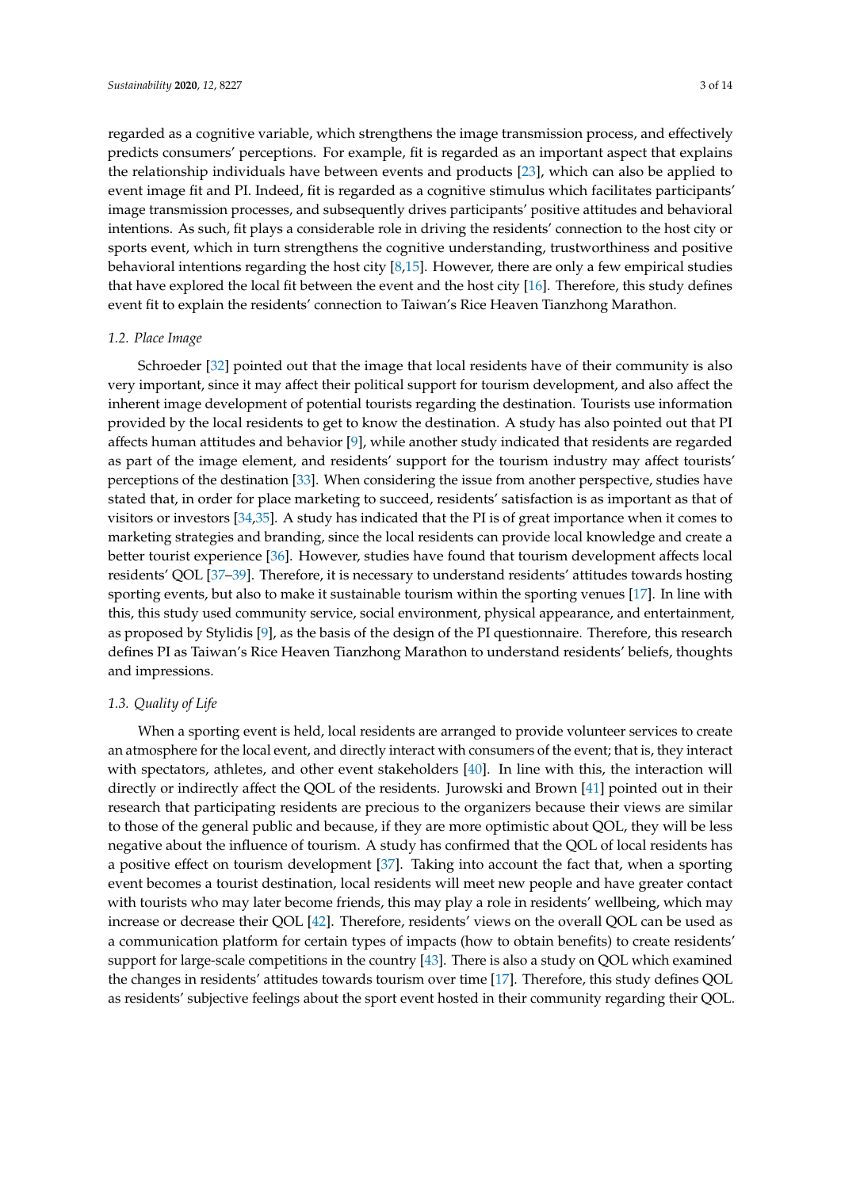regarded as a cognitive variable, which strengthens the image transmission process, and effectively predicts consumers' perceptions. For example, fit is regarded as an important aspect that explains the relationship individuals have between events and products [23], which can also be applied to event image fit and PI. Indeed, fit is regarded as a cognitive stimulus which facilitates participants' image transmission processes, and subsequently drives participants' positive attitudes and behavioral intentions. As such, fit plays a considerable role in driving the residents' connection to the host city or sports event, which in turn strengthens the cognitive understanding, trustworthiness and positive behavioral intentions regarding the host city [8,15]. However, there are only a few empirical studies that have explored the local fit between the event and the host city [16]. Therefore, this study defines event fit to explain the residents' connection to Taiwan's Rice Heaven Tianzhong Marathon.

### *1.2. Place Image*

Schroeder [32] pointed out that the image that local residents have of their community is also very important, since it may affect their political support for tourism development, and also affect the inherent image development of potential tourists regarding the destination. Tourists use information provided by the local residents to get to know the destination. A study has also pointed out that PI affects human attitudes and behavior [9], while another study indicated that residents are regarded as part of the image element, and residents' support for the tourism industry may affect tourists' perceptions of the destination [33]. When considering the issue from another perspective, studies have stated that, in order for place marketing to succeed, residents' satisfaction is as important as that of visitors or investors [34,35]. A study has indicated that the PI is of great importance when it comes to marketing strategies and branding, since the local residents can provide local knowledge and create a better tourist experience [36]. However, studies have found that tourism development affects local residents' QOL [37–39]. Therefore, it is necessary to understand residents' attitudes towards hosting sporting events, but also to make it sustainable tourism within the sporting venues [17]. In line with this, this study used community service, social environment, physical appearance, and entertainment, as proposed by Stylidis [9], as the basis of the design of the PI questionnaire. Therefore, this research defines PI as Taiwan's Rice Heaven Tianzhong Marathon to understand residents' beliefs, thoughts and impressions.

### *1.3. Quality of Life*

When a sporting event is held, local residents are arranged to provide volunteer services to create an atmosphere for the local event, and directly interact with consumers of the event; that is, they interact with spectators, athletes, and other event stakeholders [40]. In line with this, the interaction will directly or indirectly affect the QOL of the residents. Jurowski and Brown [41] pointed out in their research that participating residents are precious to the organizers because their views are similar to those of the general public and because, if they are more optimistic about QOL, they will be less negative about the influence of tourism. A study has confirmed that the QOL of local residents has a positive effect on tourism development [37]. Taking into account the fact that, when a sporting event becomes a tourist destination, local residents will meet new people and have greater contact with tourists who may later become friends, this may play a role in residents' wellbeing, which may increase or decrease their QOL [42]. Therefore, residents' views on the overall QOL can be used as a communication platform for certain types of impacts (how to obtain benefits) to create residents' support for large-scale competitions in the country [43]. There is also a study on QOL which examined the changes in residents' attitudes towards tourism over time [17]. Therefore, this study defines QOL as residents' subjective feelings about the sport event hosted in their community regarding their QOL.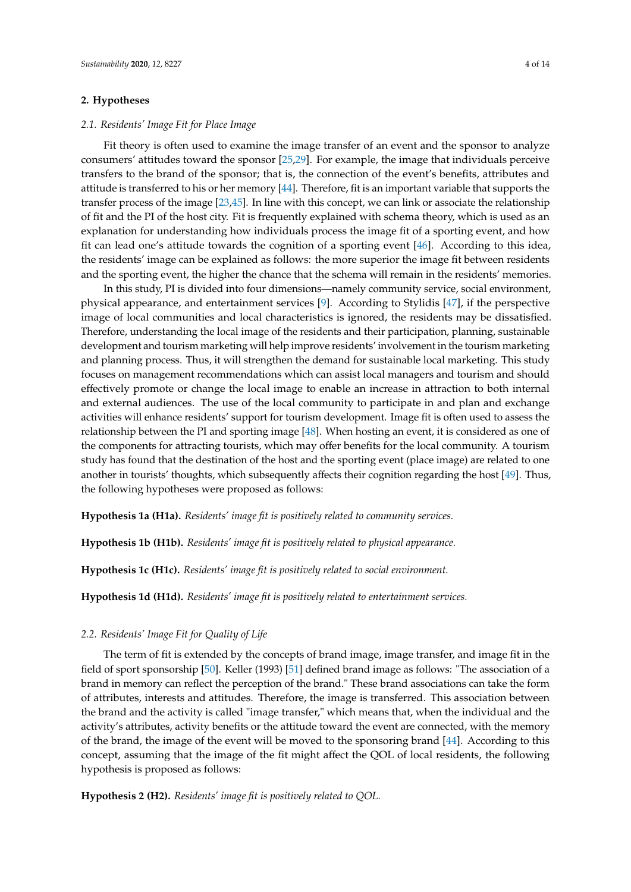## 2. Hypotheses

### 2.1. Residents' Image Fit for Place Image

Fit theory is often used to examine the image transfer of an event and the sponsor to analyze consumers' attitudes toward the sponsor [25,29]. For example, the image that individuals perceive transfers to the brand of the sponsor; that is, the connection of the event's benefits, attributes and attitude is transferred to his or her memory [44]. Therefore, fit is an important variable that supports the transfer process of the image [23,45]. In line with this concept, we can link or associate the relationship of fit and the PI of the host city. Fit is frequently explained with schema theory, which is used as an explanation for understanding how individuals process the image fit of a sporting event, and how fit can lead one's attitude towards the cognition of a sporting event [46]. According to this idea, the residents' image can be explained as follows: the more superior the image fit between residents and the sporting event, the higher the chance that the schema will remain in the residents' memories.

In this study, PI is divided into four dimensions—namely community service, social environment, physical appearance, and entertainment services [9]. According to Stylidis [47], if the perspective image of local communities and local characteristics is ignored, the residents may be dissatisfied. Therefore, understanding the local image of the residents and their participation, planning, sustainable development and tourism marketing will help improve residents' involvement in the tourism marketing and planning process. Thus, it will strengthen the demand for sustainable local marketing. This study focuses on management recommendations which can assist local managers and tourism and should effectively promote or change the local image to enable an increase in attraction to both internal and external audiences. The use of the local community to participate in and plan and exchange activities will enhance residents' support for tourism development. Image fit is often used to assess the relationship between the PI and sporting image [48]. When hosting an event, it is considered as one of the components for attracting tourists, which may offer benefits for the local community. A tourism study has found that the destination of the host and the sporting event (place image) are related to one another in tourists' thoughts, which subsequently affects their cognition regarding the host [49]. Thus, the following hypotheses were proposed as follows:

**Hypothesis 1a (H1a).** *Residents' image fit is positively related to community services.*

**Hypothesis 1b (H1b).** *Residents' image fit is positively related to physical appearance.*

**Hypothesis 1c (H1c).** *Residents' image fit is positively related to social environment.*

**Hypothesis 1d (H1d).** *Residents' image fit is positively related to entertainment services.*

### 2.2. Residents' Image Fit for Quality of Life

The term of fit is extended by the concepts of brand image, image transfer, and image fit in the field of sport sponsorship [50]. Keller (1993) [51] defined brand image as follows: "The association of a brand in memory can reflect the perception of the brand." These brand associations can take the form of attributes, interests and attitudes. Therefore, the image is transferred. This association between the brand and the activity is called "image transfer," which means that, when the individual and the activity's attributes, activity benefits or the attitude toward the event are connected, with the memory of the brand, the image of the event will be moved to the sponsoring brand [44]. According to this concept, assuming that the image of the fit might affect the QOL of local residents, the following hypothesis is proposed as follows:

**Hypothesis 2 (H2).** *Residents' image fit is positively related to QOL.*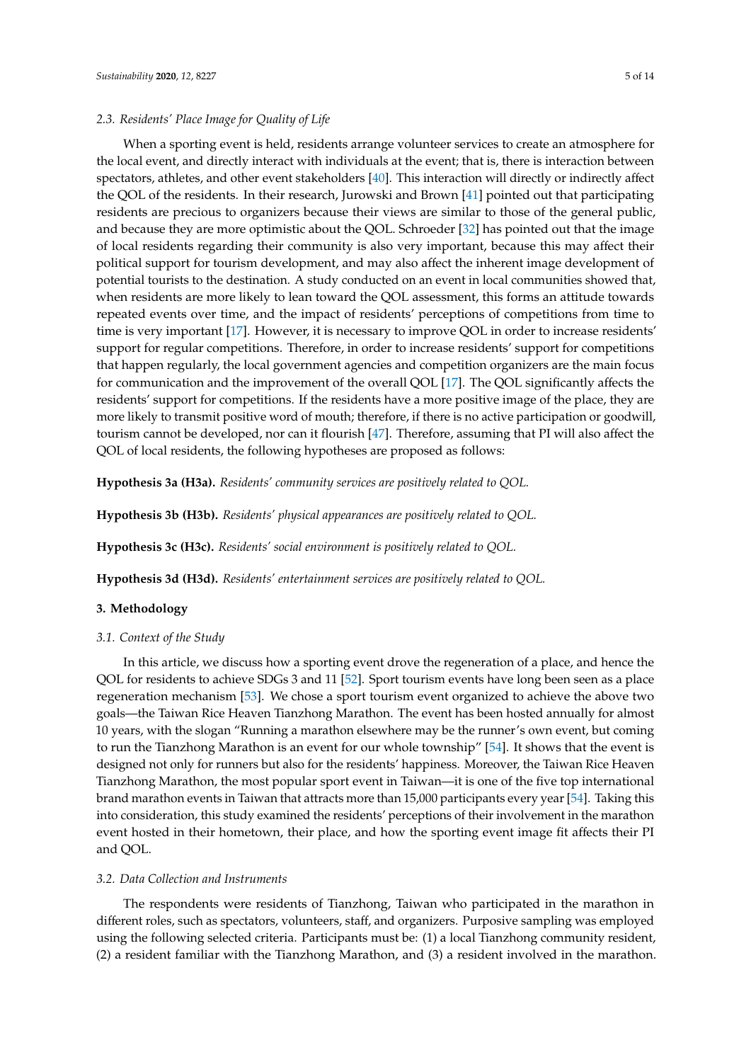### 2.3. Residents' Place Image for Quality of Life

When a sporting event is held, residents arrange volunteer services to create an atmosphere for the local event, and directly interact with individuals at the event; that is, there is interaction between spectators, athletes, and other event stakeholders [40]. This interaction will directly or indirectly affect the QOL of the residents. In their research, Jurowski and Brown [41] pointed out that participating residents are precious to organizers because their views are similar to those of the general public, and because they are more optimistic about the QOL. Schroeder [32] has pointed out that the image of local residents regarding their community is also very important, because this may affect their political support for tourism development, and may also affect the inherent image development of potential tourists to the destination. A study conducted on an event in local communities showed that, when residents are more likely to lean toward the QOL assessment, this forms an attitude towards repeated events over time, and the impact of residents' perceptions of competitions from time to time is very important [17]. However, it is necessary to improve QOL in order to increase residents' support for regular competitions. Therefore, in order to increase residents' support for competitions that happen regularly, the local government agencies and competition organizers are the main focus for communication and the improvement of the overall QOL [17]. The QOL significantly affects the residents' support for competitions. If the residents have a more positive image of the place, they are more likely to transmit positive word of mouth; therefore, if there is no active participation or goodwill, tourism cannot be developed, nor can it flourish [47]. Therefore, assuming that PI will also affect the QOL of local residents, the following hypotheses are proposed as follows:

**Hypothesis 3a (H3a).** *Residents' community services are positively related to QOL.*

**Hypothesis 3b (H3b).** *Residents' physical appearances are positively related to QOL.*

**Hypothesis 3c (H3c).** *Residents' social environment is positively related to QOL.*

**Hypothesis 3d (H3d).** *Residents' entertainment services are positively related to QOL.*

## 3. Methodology

### 3.1. Context of the Study

In this article, we discuss how a sporting event drove the regeneration of a place, and hence the QOL for residents to achieve SDGs 3 and 11 [52]. Sport tourism events have long been seen as a place regeneration mechanism [53]. We chose a sport tourism event organized to achieve the above two goals—the Taiwan Rice Heaven Tianzhong Marathon. The event has been hosted annually for almost 10 years, with the slogan "Running a marathon elsewhere may be the runner's own event, but coming to run the Tianzhong Marathon is an event for our whole township" [54]. It shows that the event is designed not only for runners but also for the residents' happiness. Moreover, the Taiwan Rice Heaven Tianzhong Marathon, the most popular sport event in Taiwan—it is one of the five top international brand marathon events in Taiwan that attracts more than 15,000 participants every year [54]. Taking this into consideration, this study examined the residents' perceptions of their involvement in the marathon event hosted in their hometown, their place, and how the sporting event image fit affects their PI and QOL.

### 3.2. Data Collection and Instruments

The respondents were residents of Tianzhong, Taiwan who participated in the marathon in different roles, such as spectators, volunteers, staff, and organizers. Purposive sampling was employed using the following selected criteria. Participants must be: (1) a local Tianzhong community resident, (2) a resident familiar with the Tianzhong Marathon, and (3) a resident involved in the marathon.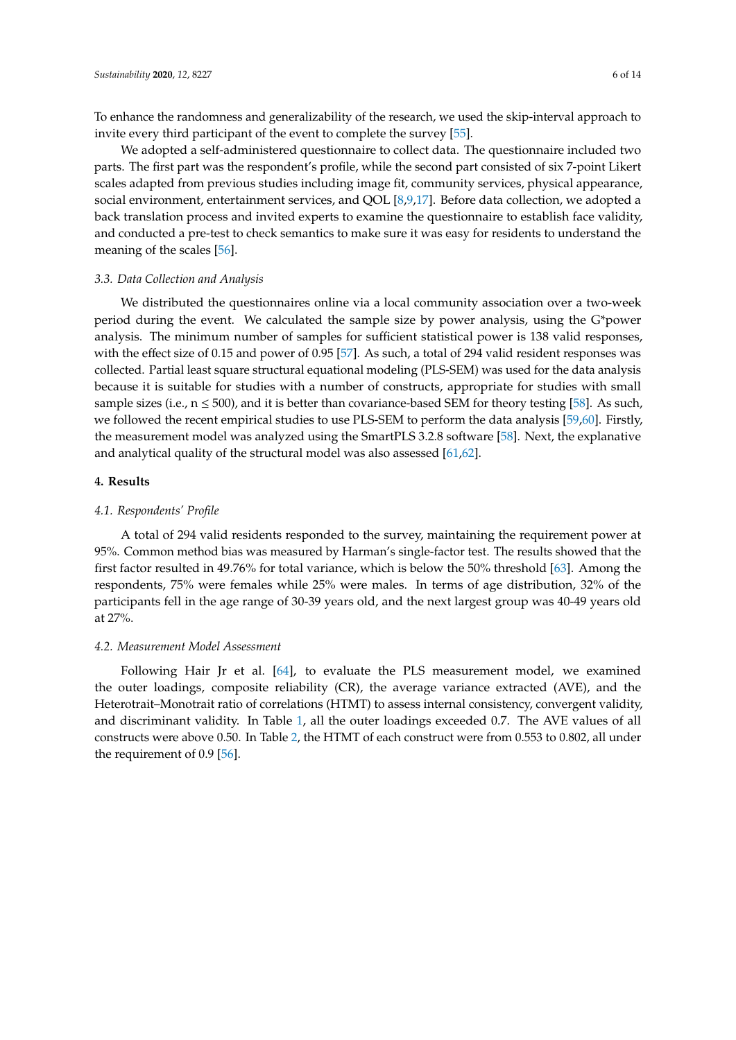To enhance the randomness and generalizability of the research, we used the skip-interval approach to invite every third participant of the event to complete the survey [55].

We adopted a self-administered questionnaire to collect data. The questionnaire included two parts. The first part was the respondent's profile, while the second part consisted of six 7-point Likert scales adapted from previous studies including image fit, community services, physical appearance, social environment, entertainment services, and QOL [8,9,17]. Before data collection, we adopted a back translation process and invited experts to examine the questionnaire to establish face validity, and conducted a pre-test to check semantics to make sure it was easy for residents to understand the meaning of the scales [56].

### *3.3. Data Collection and Analysis*

We distributed the questionnaires online via a local community association over a two-week period during the event. We calculated the sample size by power analysis, using the G*power analysis. The minimum number of samples for sufficient statistical power is 138 valid responses, with the effect size of 0.15 and power of 0.95 [57]. As such, a total of 294 valid resident responses was collected. Partial least square structural equational modeling (PLS-SEM) was used for the data analysis because it is suitable for studies with a number of constructs, appropriate for studies with small sample sizes (i.e., $n \leq 500$), and it is better than covariance-based SEM for theory testing [58]. As such, we followed the recent empirical studies to use PLS-SEM to perform the data analysis [59,60]. Firstly, the measurement model was analyzed using the SmartPLS 3.2.8 software [58]. Next, the explanative and analytical quality of the structural model was also assessed [61,62].

## **4. Results**

### *4.1. Respondents' Profile*

A total of 294 valid residents responded to the survey, maintaining the requirement power at 95%. Common method bias was measured by Harman's single-factor test. The results showed that the first factor resulted in 49.76% for total variance, which is below the 50% threshold [63]. Among the respondents, 75% were females while 25% were males. In terms of age distribution, 32% of the participants fell in the age range of 30-39 years old, and the next largest group was 40-49 years old at 27%.

### *4.2. Measurement Model Assessment*

Following Hair Jr et al. [64], to evaluate the PLS measurement model, we examined the outer loadings, composite reliability (CR), the average variance extracted (AVE), and the Heterotrait–Monotrait ratio of correlations (HTMT) to assess internal consistency, convergent validity, and discriminant validity. In Table 1, all the outer loadings exceeded 0.7. The AVE values of all constructs were above 0.50. In Table 2, the HTMT of each construct were from 0.553 to 0.802, all under the requirement of 0.9 [56].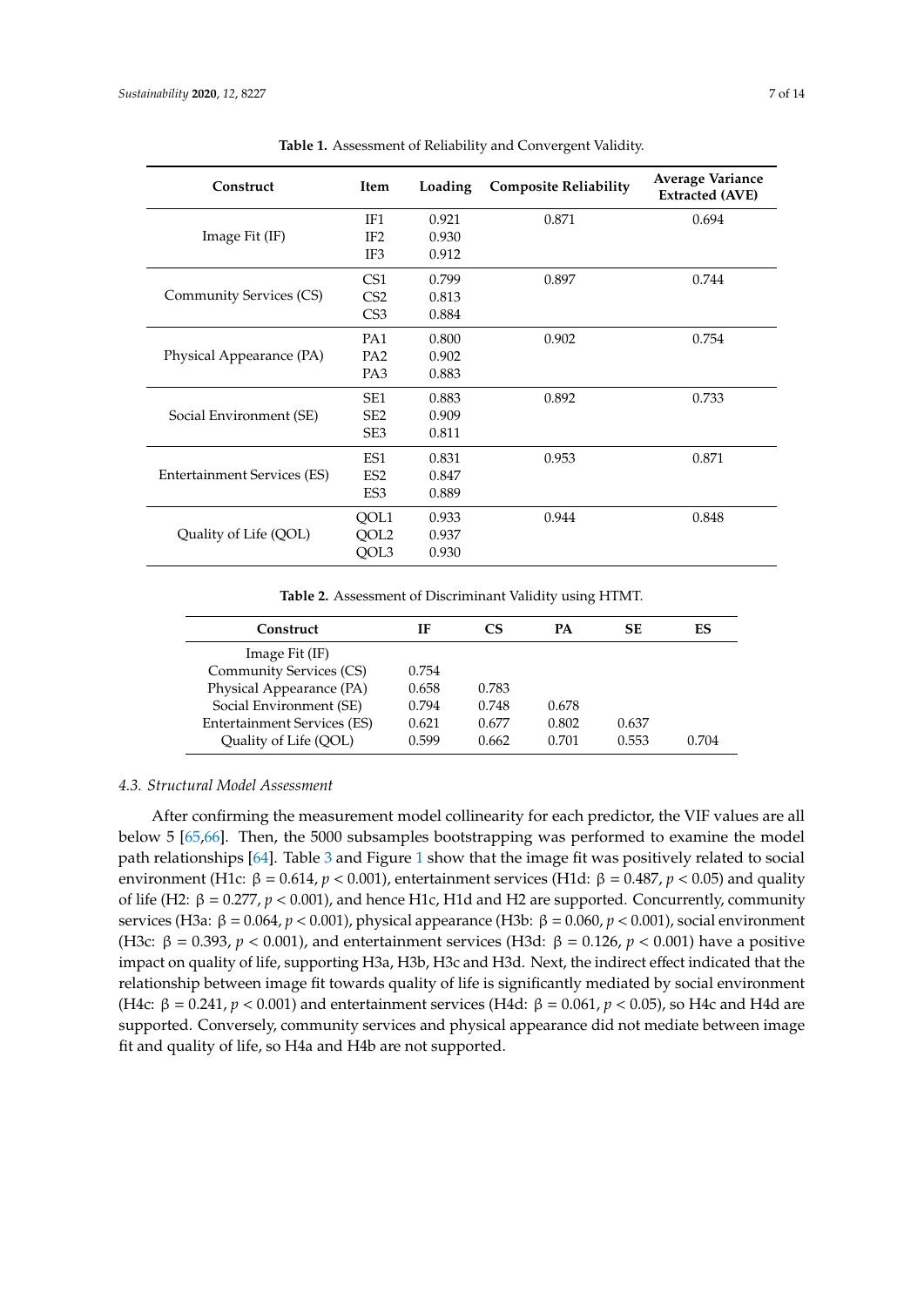**Table 1.** Assessment of Reliability and Convergent Validity.

| Construct | Item | Loading | Composite Reliability | Average Variance Extracted (AVE) |
|---|---|---|---|---|
| Image Fit (IF) | IF1 | 0.921 | 0.871 | 0.694 |
| | IF2 | 0.930 | | |
| | IF3 | 0.912 | | |
| Community Services (CS) | CS1 | 0.799 | 0.897 | 0.744 |
| | CS2 | 0.813 | | |
| | CS3 | 0.884 | | |
| Physical Appearance (PA) | PA1 | 0.800 | 0.902 | 0.754 |
| | PA2 | 0.902 | | |
| | PA3 | 0.883 | | |
| Social Environment (SE) | SE1 | 0.883 | 0.892 | 0.733 |
| | SE2 | 0.909 | | |
| | SE3 | 0.811 | | |
| Entertainment Services (ES) | ES1 | 0.831 | 0.953 | 0.871 |
| | ES2 | 0.847 | | |
| | ES3 | 0.889 | | |
| Quality of Life (QOL) | QOL1 | 0.933 | 0.944 | 0.848 |
| | QOL2 | 0.937 | | |
| | QOL3 | 0.930 | | |

**Table 2.** Assessment of Discriminant Validity using HTMT.

| Construct | IF | CS | PA | SE | ES |
|---|---|---|---|---|---|
| Image Fit (IF) | | | | | |
| Community Services (CS) | 0.754 | | | | |
| Physical Appearance (PA) | 0.658 | 0.783 | | | |
| Social Environment (SE) | 0.794 | 0.748 | 0.678 | | |
| Entertainment Services (ES) | 0.621 | 0.677 | 0.802 | 0.637 | |
| Quality of Life (QOL) | 0.599 | 0.662 | 0.701 | 0.553 | 0.704 |

### *4.3. Structural Model Assessment*

After confirming the measurement model collinearity for each predictor, the VIF values are all below 5 [65,66]. Then, the 5000 subsamples bootstrapping was performed to examine the model path relationships [64]. Table 3 and Figure 1 show that the image fit was positively related to social environment (H1c: $\beta = 0.614$, $p < 0.001$), entertainment services (H1d: $\beta = 0.487$, $p < 0.05$) and quality of life (H2: $\beta = 0.277$, $p < 0.001$), and hence H1c, H1d and H2 are supported. Concurrently, community services (H3a: $\beta = 0.064$, $p < 0.001$), physical appearance (H3b: $\beta = 0.060$, $p < 0.001$), social environment (H3c: $\beta = 0.393$, $p < 0.001$), and entertainment services (H3d: $\beta = 0.126$, $p < 0.001$) have a positive impact on quality of life, supporting H3a, H3b, H3c and H3d. Next, the indirect effect indicated that the relationship between image fit towards quality of life is significantly mediated by social environment (H4c: $\beta = 0.241$, $p < 0.001$) and entertainment services (H4d: $\beta = 0.061$, $p < 0.05$), so H4c and H4d are supported. Conversely, community services and physical appearance did not mediate between image fit and quality of life, so H4a and H4b are not supported.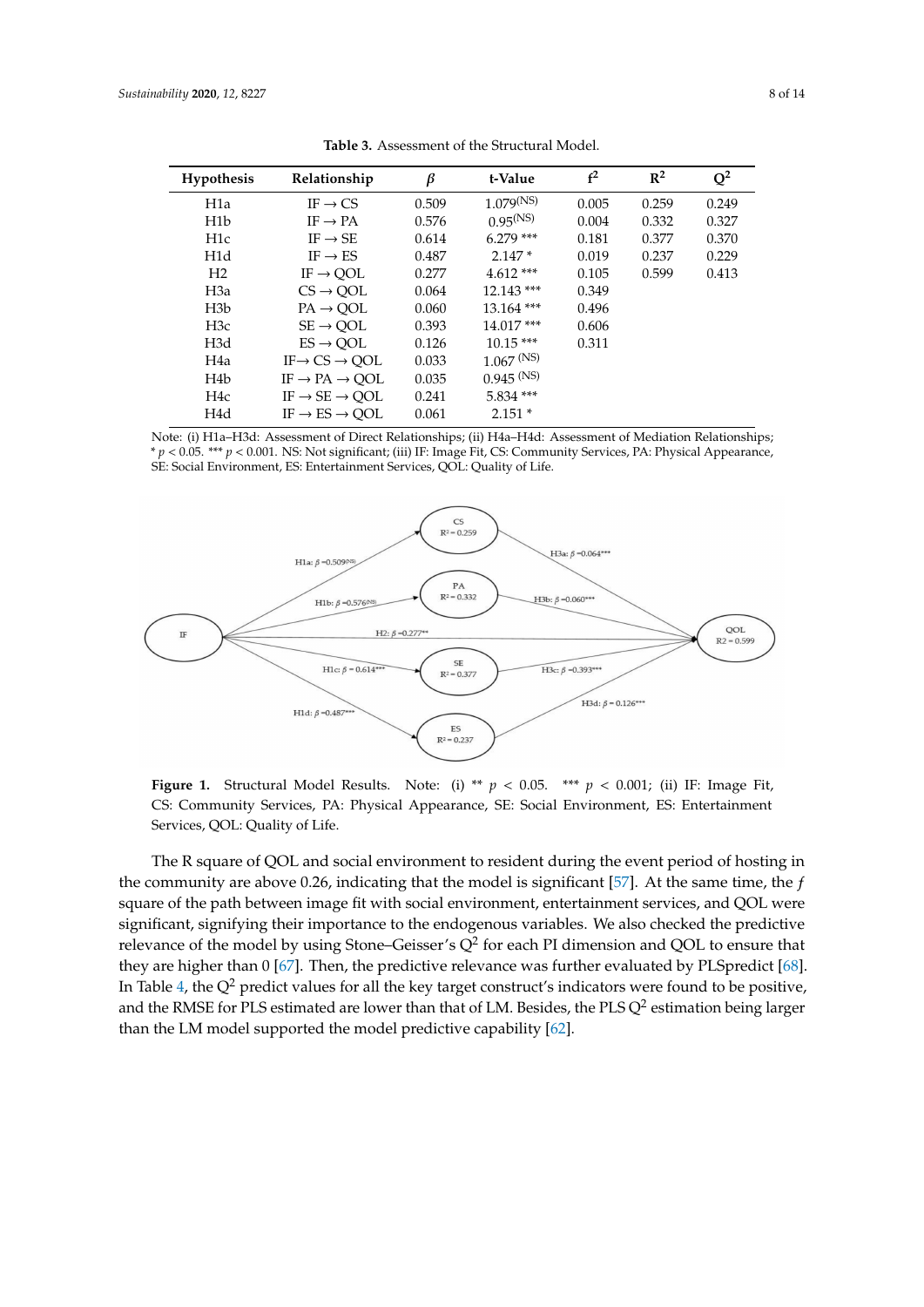**Table 3.** Assessment of the Structural Model.

| Hypothesis | Relationship | $\beta$ | t-Value | $f^2$ | $R^2$ | $Q^2$ |
|---|---|---|---|---|---|---|
| H1a | IF → CS | 0.509 | 1.079 (NS) | 0.005 | 0.259 | 0.249 |
| H1b | IF → PA | 0.576 | 0.95 (NS) | 0.004 | 0.332 | 0.327 |
| H1c | IF → SE | 0.614 | 6.279 *** | 0.181 | 0.377 | 0.370 |
| H1d | IF → ES | 0.487 | 2.147 * | 0.019 | 0.237 | 0.229 |
| H2 | IF → QOL | 0.277 | 4.612 *** | 0.105 | 0.599 | 0.413 |
| H3a | CS → QOL | 0.064 | 12.143 *** | 0.349 | | |
| H3b | PA → QOL | 0.060 | 13.164 *** | 0.496 | | |
| H3c | SE → QOL | 0.393 | 14.017 *** | 0.606 | | |
| H3d | ES → QOL | 0.126 | 10.15 *** | 0.311 | | |
| H4a | IF → CS → QOL | 0.033 | 1.067 (NS) | | | |
| H4b | IF → PA → QOL | 0.035 | 0.945 (NS) | | | |
| H4c | IF → SE → QOL | 0.241 | 5.834 *** | | | |
| H4d | IF → ES → QOL | 0.061 | 2.151 * | | | |

Note: (i) H1a–H3d: Assessment of Direct Relationships; (ii) H4a–H4d: Assessment of Mediation Relationships; * $p < 0.05$. *** $p < 0.001$. NS: Not significant; (iii) IF: Image Fit, CS: Community Services, PA: Physical Appearance, SE: Social Environment, ES: Entertainment Services, QOL: Quality of Life.

**Figure 1.** Structural Model Results. Note: (i) ** $p < 0.05$. *** $p < 0.001$; (ii) IF: Image Fit, CS: Community Services, PA: Physical Appearance, SE: Social Environment, ES: Entertainment Services, QOL: Quality of Life.

The R square of QOL and social environment to resident during the event period of hosting in the community are above 0.26, indicating that the model is significant [57]. At the same time, the $f$ square of the path between image fit with social environment, entertainment services, and QOL were significant, signifying their importance to the endogenous variables. We also checked the predictive relevance of the model by using Stone–Geisser's $Q^2$ for each PI dimension and QOL to ensure that they are higher than 0 [67]. Then, the predictive relevance was further evaluated by PLSpredict [68]. In Table 4, the $Q^2$ predict values for all the key target construct's indicators were found to be positive, and the RMSE for PLS estimated are lower than that of LM. Besides, the PLS $Q^2$ estimation being larger than the LM model supported the model predictive capability [62].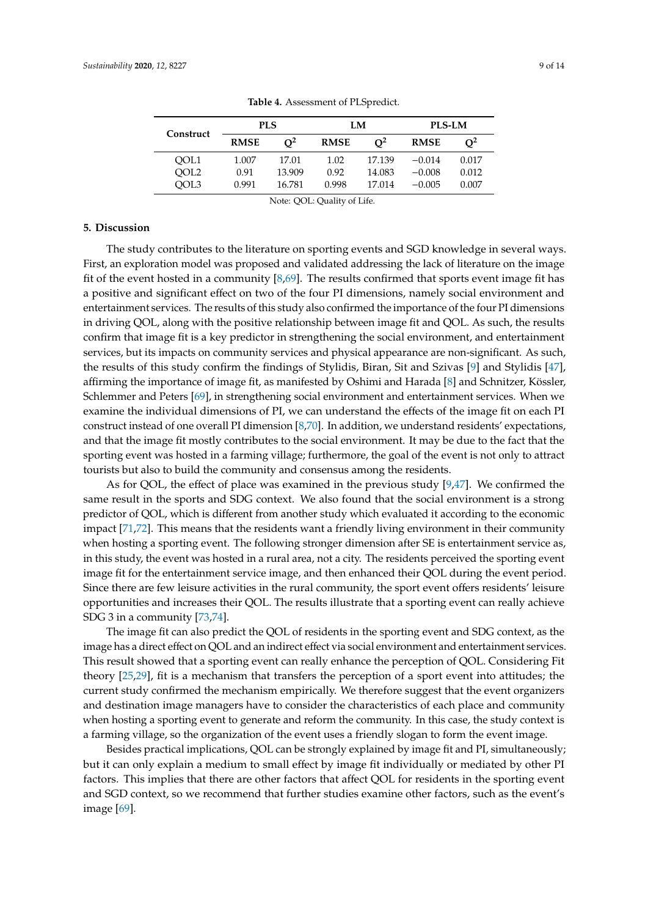**Table 4.** Assessment of PLSpredict.

| Construct | PLS | | LM | | PLS-LM | |
|---|---|---|---|---|---|---|
| | RMSE | $Q^2$ | RMSE | $Q^2$ | RMSE | $Q^2$ |
| QOL1 | 1.007 | 17.01 | 1.02 | 17.139 | −0.014 | 0.017 |
| QOL2 | 0.91 | 13.909 | 0.92 | 14.083 | −0.008 | 0.012 |
| QOL3 | 0.991 | 16.781 | 0.998 | 17.014 | −0.005 | 0.007 |

Note: QOL: Quality of Life.

## 5. Discussion

The study contributes to the literature on sporting events and SGD knowledge in several ways. First, an exploration model was proposed and validated addressing the lack of literature on the image fit of the event hosted in a community [8,69]. The results confirmed that sports event image fit has a positive and significant effect on two of the four PI dimensions, namely social environment and entertainment services. The results of this study also confirmed the importance of the four PI dimensions in driving QOL, along with the positive relationship between image fit and QOL. As such, the results confirm that image fit is a key predictor in strengthening the social environment, and entertainment services, but its impacts on community services and physical appearance are non-significant. As such, the results of this study confirm the findings of Stylidis, Biran, Sit and Szivas [9] and Stylidis [47], affirming the importance of image fit, as manifested by Oshimi and Harada [8] and Schnitzer, Kössler, Schlemmer and Peters [69], in strengthening social environment and entertainment services. When we examine the individual dimensions of PI, we can understand the effects of the image fit on each PI construct instead of one overall PI dimension [8,70]. In addition, we understand residents' expectations, and that the image fit mostly contributes to the social environment. It may be due to the fact that the sporting event was hosted in a farming village; furthermore, the goal of the event is not only to attract tourists but also to build the community and consensus among the residents.

As for QOL, the effect of place was examined in the previous study [9,47]. We confirmed the same result in the sports and SDG context. We also found that the social environment is a strong predictor of QOL, which is different from another study which evaluated it according to the economic impact [71,72]. This means that the residents want a friendly living environment in their community when hosting a sporting event. The following stronger dimension after SE is entertainment service as, in this study, the event was hosted in a rural area, not a city. The residents perceived the sporting event image fit for the entertainment service image, and then enhanced their QOL during the event period. Since there are few leisure activities in the rural community, the sport event offers residents' leisure opportunities and increases their QOL. The results illustrate that a sporting event can really achieve SDG 3 in a community [73,74].

The image fit can also predict the QOL of residents in the sporting event and SDG context, as the image has a direct effect on QOL and an indirect effect via social environment and entertainment services. This result showed that a sporting event can really enhance the perception of QOL. Considering Fit theory [25,29], fit is a mechanism that transfers the perception of a sport event into attitudes; the current study confirmed the mechanism empirically. We therefore suggest that the event organizers and destination image managers have to consider the characteristics of each place and community when hosting a sporting event to generate and reform the community. In this case, the study context is a farming village, so the organization of the event uses a friendly slogan to form the event image.

Besides practical implications, QOL can be strongly explained by image fit and PI, simultaneously; but it can only explain a medium to small effect by image fit individually or mediated by other PI factors. This implies that there are other factors that affect QOL for residents in the sporting event and SGD context, so we recommend that further studies examine other factors, such as the event's image [69].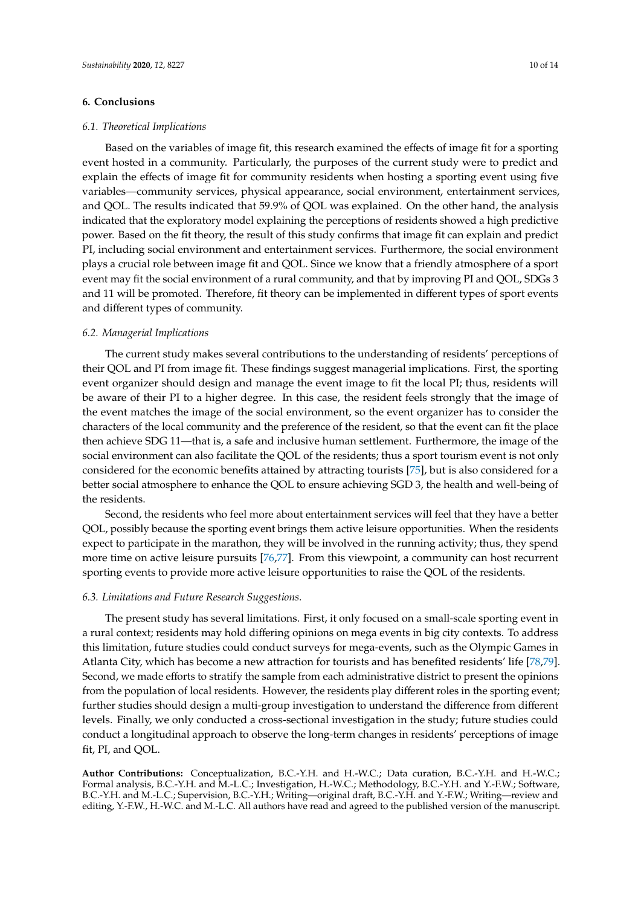## 6. Conclusions

### 6.1. Theoretical Implications

Based on the variables of image fit, this research examined the effects of image fit for a sporting event hosted in a community. Particularly, the purposes of the current study were to predict and explain the effects of image fit for community residents when hosting a sporting event using five variables—community services, physical appearance, social environment, entertainment services, and QOL. The results indicated that 59.9% of QOL was explained. On the other hand, the analysis indicated that the exploratory model explaining the perceptions of residents showed a high predictive power. Based on the fit theory, the result of this study confirms that image fit can explain and predict PI, including social environment and entertainment services. Furthermore, the social environment plays a crucial role between image fit and QOL. Since we know that a friendly atmosphere of a sport event may fit the social environment of a rural community, and that by improving PI and QOL, SDGs 3 and 11 will be promoted. Therefore, fit theory can be implemented in different types of sport events and different types of community.

### 6.2. Managerial Implications

The current study makes several contributions to the understanding of residents' perceptions of their QOL and PI from image fit. These findings suggest managerial implications. First, the sporting event organizer should design and manage the event image to fit the local PI; thus, residents will be aware of their PI to a higher degree. In this case, the resident feels strongly that the image of the event matches the image of the social environment, so the event organizer has to consider the characters of the local community and the preference of the resident, so that the event can fit the place then achieve SDG 11—that is, a safe and inclusive human settlement. Furthermore, the image of the social environment can also facilitate the QOL of the residents; thus a sport tourism event is not only considered for the economic benefits attained by attracting tourists [75], but is also considered for a better social atmosphere to enhance the QOL to ensure achieving SGD 3, the health and well-being of the residents.

Second, the residents who feel more about entertainment services will feel that they have a better QOL, possibly because the sporting event brings them active leisure opportunities. When the residents expect to participate in the marathon, they will be involved in the running activity; thus, they spend more time on active leisure pursuits [76,77]. From this viewpoint, a community can host recurrent sporting events to provide more active leisure opportunities to raise the QOL of the residents.

### 6.3. Limitations and Future Research Suggestions.

The present study has several limitations. First, it only focused on a small-scale sporting event in a rural context; residents may hold differing opinions on mega events in big city contexts. To address this limitation, future studies could conduct surveys for mega-events, such as the Olympic Games in Atlanta City, which has become a new attraction for tourists and has benefited residents' life [78,79]. Second, we made efforts to stratify the sample from each administrative district to present the opinions from the population of local residents. However, the residents play different roles in the sporting event; further studies should design a multi-group investigation to understand the difference from different levels. Finally, we only conducted a cross-sectional investigation in the study; future studies could conduct a longitudinal approach to observe the long-term changes in residents' perceptions of image fit, PI, and QOL.

**Author Contributions:** Conceptualization, B.C.-Y.H. and H.-W.C.; Data curation, B.C.-Y.H. and H.-W.C.; Formal analysis, B.C.-Y.H. and M.-L.C.; Investigation, H.-W.C.; Methodology, B.C.-Y.H. and Y.-F.W.; Software, B.C.-Y.H. and M.-L.C.; Supervision, B.C.-Y.H.; Writing—original draft, B.C.-Y.H. and Y.-F.W.; Writing—review and editing, Y.-F.W., H.-W.C. and M.-L.C. All authors have read and agreed to the published version of the manuscript.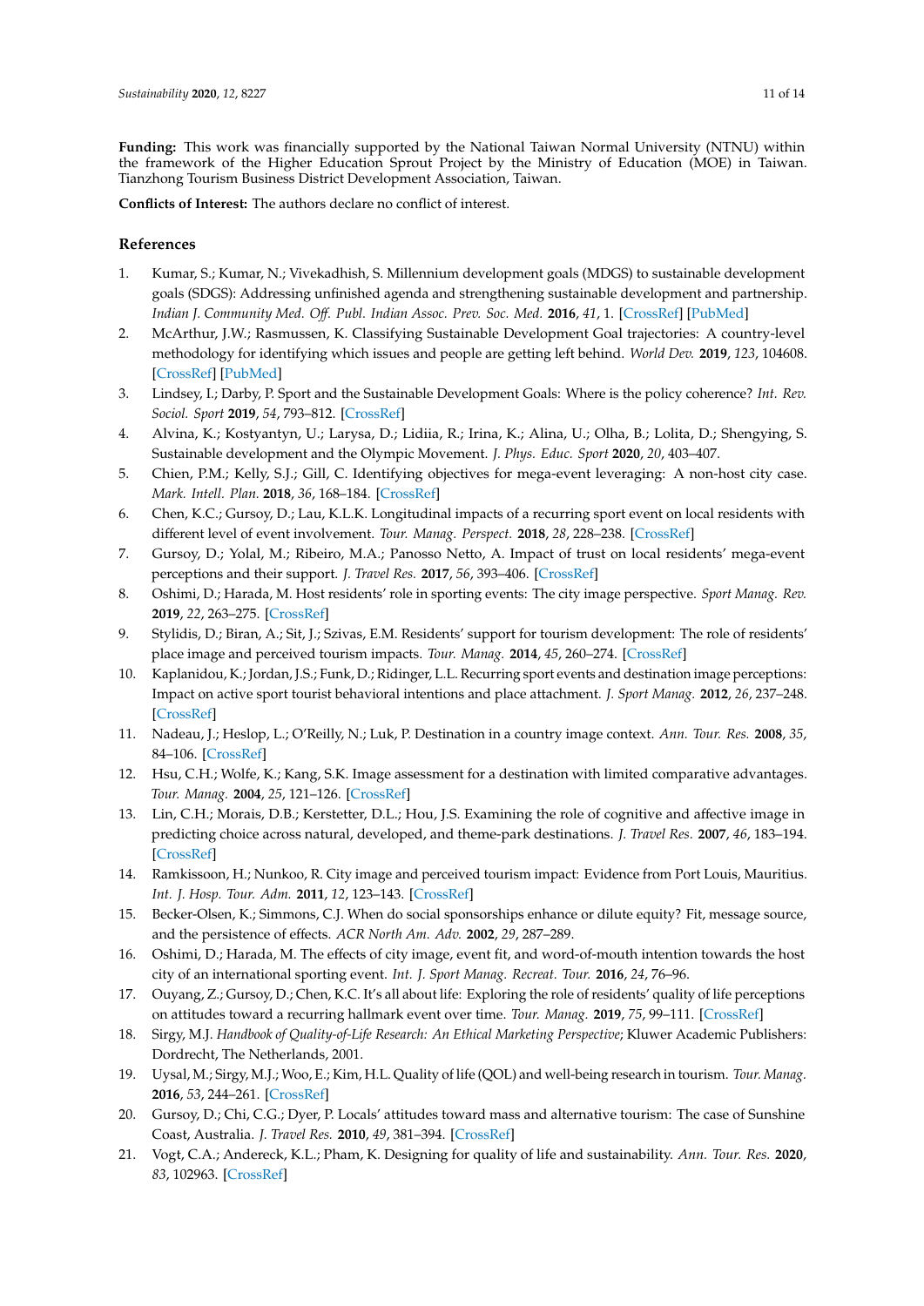**Funding:** This work was financially supported by the National Taiwan Normal University (NTNU) within the framework of the Higher Education Sprout Project by the Ministry of Education (MOE) in Taiwan. Tianzhong Tourism Business District Development Association, Taiwan.

**Conflicts of Interest:** The authors declare no conflict of interest.

## References

1. Kumar, S.; Kumar, N.; Vivekadhish, S. Millennium development goals (MDGS) to sustainable development goals (SDGS): Addressing unfinished agenda and strengthening sustainable development and partnership. *Indian J. Community Med. Off. Publ. Indian Assoc. Prev. Soc. Med.* **2016**, *41*, 1. [CrossRef] [PubMed]
2. McArthur, J.W.; Rasmussen, K. Classifying Sustainable Development Goal trajectories: A country-level methodology for identifying which issues and people are getting left behind. *World Dev.* **2019**, *123*, 104608. [CrossRef] [PubMed]
3. Lindsey, I.; Darby, P. Sport and the Sustainable Development Goals: Where is the policy coherence? *Int. Rev. Sociol. Sport* **2019**, *54*, 793–812. [CrossRef]
4. Alvina, K.; Kostyantyn, U.; Larysa, D.; Lidiia, R.; Irina, K.; Alina, U.; Olha, B.; Lolita, D.; Shengying, S. Sustainable development and the Olympic Movement. *J. Phys. Educ. Sport* **2020**, *20*, 403–407.
5. Chien, P.M.; Kelly, S.J.; Gill, C. Identifying objectives for mega-event leveraging: A non-host city case. *Mark. Intell. Plan.* **2018**, *36*, 168–184. [CrossRef]
6. Chen, K.C.; Gursoy, D.; Lau, K.L.K. Longitudinal impacts of a recurring sport event on local residents with different level of event involvement. *Tour. Manag. Perspect.* **2018**, *28*, 228–238. [CrossRef]
7. Gursoy, D.; Yolal, M.; Ribeiro, M.A.; Panosso Netto, A. Impact of trust on local residents' mega-event perceptions and their support. *J. Travel Res.* **2017**, *56*, 393–406. [CrossRef]
8. Oshimi, D.; Harada, M. Host residents' role in sporting events: The city image perspective. *Sport Manag. Rev.* **2019**, *22*, 263–275. [CrossRef]
9. Stylidis, D.; Biran, A.; Sit, J.; Szivas, E.M. Residents' support for tourism development: The role of residents' place image and perceived tourism impacts. *Tour. Manag.* **2014**, *45*, 260–274. [CrossRef]
10. Kaplanidou, K.; Jordan, J.S.; Funk, D.; Ridinger, L.L. Recurring sport events and destination image perceptions: Impact on active sport tourist behavioral intentions and place attachment. *J. Sport Manag.* **2012**, *26*, 237–248. [CrossRef]
11. Nadeau, J.; Heslop, L.; O'Reilly, N.; Luk, P. Destination in a country image context. *Ann. Tour. Res.* **2008**, *35*, 84–106. [CrossRef]
12. Hsu, C.H.; Wolfe, K.; Kang, S.K. Image assessment for a destination with limited comparative advantages. *Tour. Manag.* **2004**, *25*, 121–126. [CrossRef]
13. Lin, C.H.; Morais, D.B.; Kerstetter, D.L.; Hou, J.S. Examining the role of cognitive and affective image in predicting choice across natural, developed, and theme-park destinations. *J. Travel Res.* **2007**, *46*, 183–194. [CrossRef]
14. Ramkissoon, H.; Nunkoo, R. City image and perceived tourism impact: Evidence from Port Louis, Mauritius. *Int. J. Hosp. Tour. Adm.* **2011**, *12*, 123–143. [CrossRef]
15. Becker-Olsen, K.; Simmons, C.J. When do social sponsorships enhance or dilute equity? Fit, message source, and the persistence of effects. *ACR North Am. Adv.* **2002**, *29*, 287–289.
16. Oshimi, D.; Harada, M. The effects of city image, event fit, and word-of-mouth intention towards the host city of an international sporting event. *Int. J. Sport Manag. Recreat. Tour.* **2016**, *24*, 76–96.
17. Ouyang, Z.; Gursoy, D.; Chen, K.C. It's all about life: Exploring the role of residents' quality of life perceptions on attitudes toward a recurring hallmark event over time. *Tour. Manag.* **2019**, *75*, 99–111. [CrossRef]
18. Sirgy, M.J. *Handbook of Quality-of-Life Research: An Ethical Marketing Perspective*; Kluwer Academic Publishers: Dordrecht, The Netherlands, 2001.
19. Uysal, M.; Sirgy, M.J.; Woo, E.; Kim, H.L. Quality of life (QOL) and well-being research in tourism. *Tour. Manag.* **2016**, *53*, 244–261. [CrossRef]
20. Gursoy, D.; Chi, C.G.; Dyer, P. Locals' attitudes toward mass and alternative tourism: The case of Sunshine Coast, Australia. *J. Travel Res.* **2010**, *49*, 381–394. [CrossRef]
21. Vogt, C.A.; Andereck, K.L.; Pham, K. Designing for quality of life and sustainability. *Ann. Tour. Res.* **2020**, *83*, 102963. [CrossRef]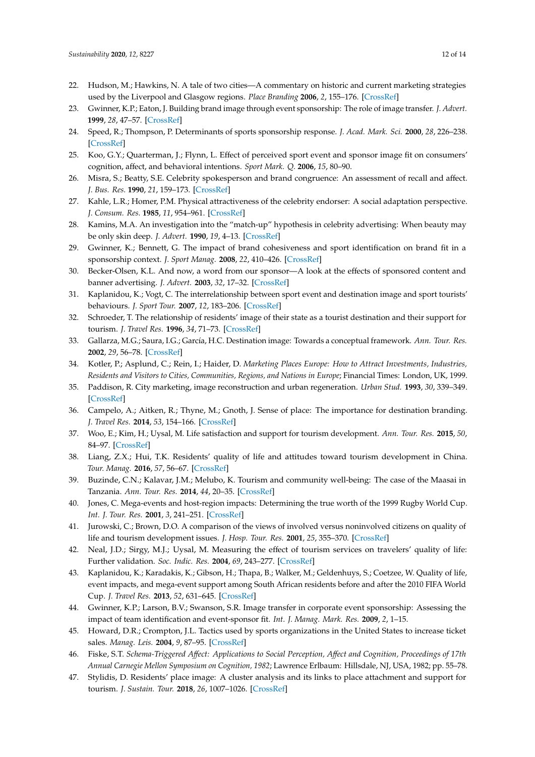22. Hudson, M.; Hawkins, N. A tale of two cities—A commentary on historic and current marketing strategies used by the Liverpool and Glasgow regions. *Place Branding* **2006**, *2*, 155–176. [CrossRef]
23. Gwinner, K.P.; Eaton, J. Building brand image through event sponsorship: The role of image transfer. *J. Advert.* **1999**, *28*, 47–57. [CrossRef]
24. Speed, R.; Thompson, P. Determinants of sports sponsorship response. *J. Acad. Mark. Sci.* **2000**, *28*, 226–238. [CrossRef]
25. Koo, G.Y.; Quarterman, J.; Flynn, L. Effect of perceived sport event and sponsor image fit on consumers' cognition, affect, and behavioral intentions. *Sport Mark. Q.* **2006**, *15*, 80–90.
26. Misra, S.; Beatty, S.E. Celebrity spokesperson and brand congruence: An assessment of recall and affect. *J. Bus. Res.* **1990**, *21*, 159–173. [CrossRef]
27. Kahle, L.R.; Homer, P.M. Physical attractiveness of the celebrity endorser: A social adaptation perspective. *J. Consum. Res.* **1985**, *11*, 954–961. [CrossRef]
28. Kamins, M.A. An investigation into the "match-up" hypothesis in celebrity advertising: When beauty may be only skin deep. *J. Advert.* **1990**, *19*, 4–13. [CrossRef]
29. Gwinner, K.; Bennett, G. The impact of brand cohesiveness and sport identification on brand fit in a sponsorship context. *J. Sport Manag.* **2008**, *22*, 410–426. [CrossRef]
30. Becker-Olsen, K.L. And now, a word from our sponsor—A look at the effects of sponsored content and banner advertising. *J. Advert.* **2003**, *32*, 17–32. [CrossRef]
31. Kaplanidou, K.; Vogt, C. The interrelationship between sport event and destination image and sport tourists' behaviours. *J. Sport Tour.* **2007**, *12*, 183–206. [CrossRef]
32. Schroeder, T. The relationship of residents' image of their state as a tourist destination and their support for tourism. *J. Travel Res.* **1996**, *34*, 71–73. [CrossRef]
33. Gallarza, M.G.; Saura, I.G.; García, H.C. Destination image: Towards a conceptual framework. *Ann. Tour. Res.* **2002**, *29*, 56–78. [CrossRef]
34. Kotler, P.; Asplund, C.; Rein, I.; Haider, D. *Marketing Places Europe: How to Attract Investments, Industries, Residents and Visitors to Cities, Communities, Regions, and Nations in Europe*; Financial Times: London, UK, 1999.
35. Paddison, R. City marketing, image reconstruction and urban regeneration. *Urban Stud.* **1993**, *30*, 339–349. [CrossRef]
36. Campelo, A.; Aitken, R.; Thyne, M.; Gnoth, J. Sense of place: The importance for destination branding. *J. Travel Res.* **2014**, *53*, 154–166. [CrossRef]
37. Woo, E.; Kim, H.; Uysal, M. Life satisfaction and support for tourism development. *Ann. Tour. Res.* **2015**, *50*, 84–97. [CrossRef]
38. Liang, Z.X.; Hui, T.K. Residents' quality of life and attitudes toward tourism development in China. *Tour. Manag.* **2016**, *57*, 56–67. [CrossRef]
39. Buzinde, C.N.; Kalavar, J.M.; Melubo, K. Tourism and community well-being: The case of the Maasai in Tanzania. *Ann. Tour. Res.* **2014**, *44*, 20–35. [CrossRef]
40. Jones, C. Mega-events and host-region impacts: Determining the true worth of the 1999 Rugby World Cup. *Int. J. Tour. Res.* **2001**, *3*, 241–251. [CrossRef]
41. Jurowski, C.; Brown, D.O. A comparison of the views of involved versus noninvolved citizens on quality of life and tourism development issues. *J. Hosp. Tour. Res.* **2001**, *25*, 355–370. [CrossRef]
42. Neal, J.D.; Sirgy, M.J.; Uysal, M. Measuring the effect of tourism services on travelers' quality of life: Further validation. *Soc. Indic. Res.* **2004**, *69*, 243–277. [CrossRef]
43. Kaplanidou, K.; Karadakis, K.; Gibson, H.; Thapa, B.; Walker, M.; Geldenhuys, S.; Coetzee, W. Quality of life, event impacts, and mega-event support among South African residents before and after the 2010 FIFA World Cup. *J. Travel Res.* **2013**, *52*, 631–645. [CrossRef]
44. Gwinner, K.P.; Larson, B.V.; Swanson, S.R. Image transfer in corporate event sponsorship: Assessing the impact of team identification and event-sponsor fit. *Int. J. Manag. Mark. Res.* **2009**, *2*, 1–15.
45. Howard, D.R.; Crompton, J.L. Tactics used by sports organizations in the United States to increase ticket sales. *Manag. Leis.* **2004**, *9*, 87–95. [CrossRef]
46. Fiske, S.T. *Schema-Triggered Affect: Applications to Social Perception, Affect and Cognition, Proceedings of 17th Annual Carnegie Mellon Symposium on Cognition, 1982*; Lawrence Erlbaum: Hillsdale, NJ, USA, 1982; pp. 55–78.
47. Stylidis, D. Residents' place image: A cluster analysis and its links to place attachment and support for tourism. *J. Sustain. Tour.* **2018**, *26*, 1007–1026. [CrossRef]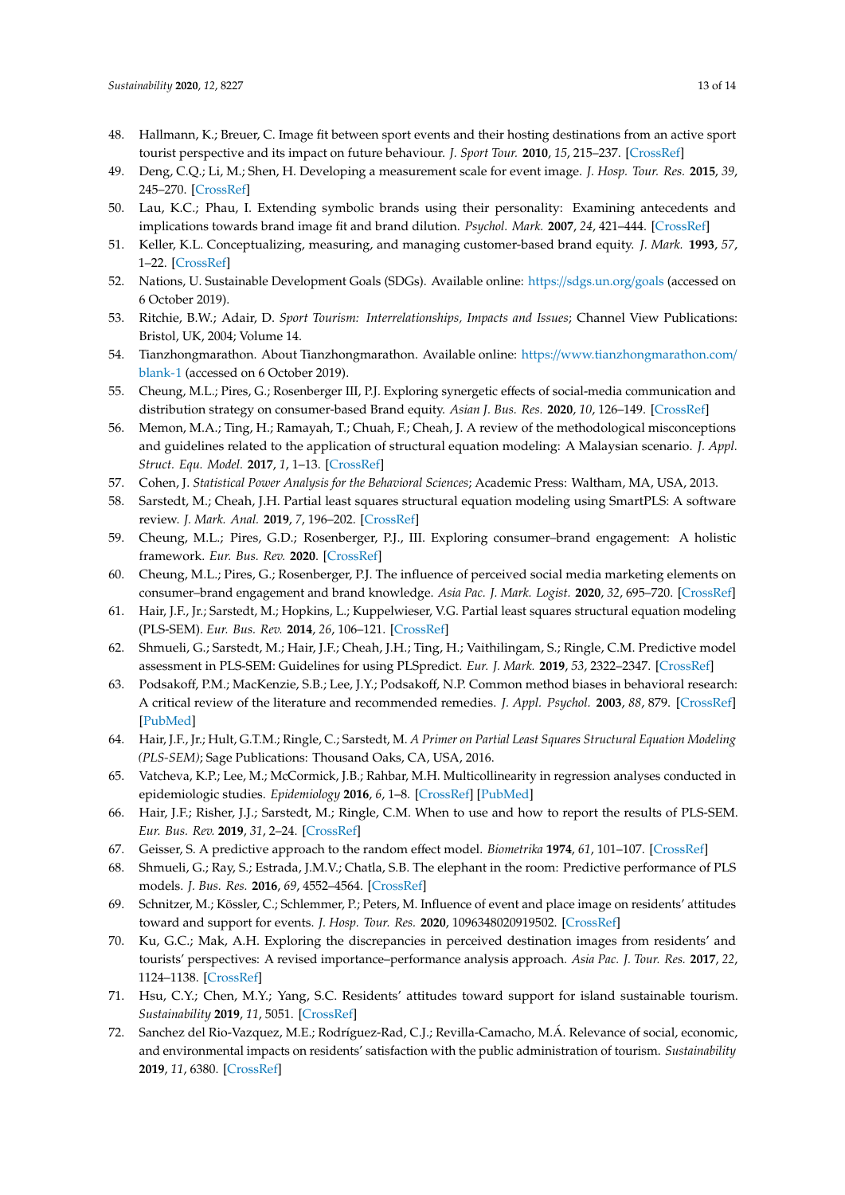48. Hallmann, K.; Breuer, C. Image fit between sport events and their hosting destinations from an active sport tourist perspective and its impact on future behaviour. *J. Sport Tour.* **2010**, *15*, 215–237. [CrossRef]
49. Deng, C.Q.; Li, M.; Shen, H. Developing a measurement scale for event image. *J. Hosp. Tour. Res.* **2015**, *39*, 245–270. [CrossRef]
50. Lau, K.C.; Phau, I. Extending symbolic brands using their personality: Examining antecedents and implications towards brand image fit and brand dilution. *Psychol. Mark.* **2007**, *24*, 421–444. [CrossRef]
51. Keller, K.L. Conceptualizing, measuring, and managing customer-based brand equity. *J. Mark.* **1993**, *57*, 1–22. [CrossRef]
52. Nations, U. Sustainable Development Goals (SDGs). Available online: https://sdgs.un.org/goals (accessed on 6 October 2019).
53. Ritchie, B.W.; Adair, D. *Sport Tourism: Interrelationships, Impacts and Issues*; Channel View Publications: Bristol, UK, 2004; Volume 14.
54. Tianzhongmarathon. About Tianzhongmarathon. Available online: https://www.tianzhongmarathon.com/blank-1 (accessed on 6 October 2019).
55. Cheung, M.L.; Pires, G.; Rosenberger III, P.J. Exploring synergetic effects of social-media communication and distribution strategy on consumer-based Brand equity. *Asian J. Bus. Res.* **2020**, *10*, 126–149. [CrossRef]
56. Memon, M.A.; Ting, H.; Ramayah, T.; Chuah, F.; Cheah, J. A review of the methodological misconceptions and guidelines related to the application of structural equation modeling: A Malaysian scenario. *J. Appl. Struct. Equ. Model.* **2017**, *1*, 1–13. [CrossRef]
57. Cohen, J. *Statistical Power Analysis for the Behavioral Sciences*; Academic Press: Waltham, MA, USA, 2013.
58. Sarstedt, M.; Cheah, J.H. Partial least squares structural equation modeling using SmartPLS: A software review. *J. Mark. Anal.* **2019**, *7*, 196–202. [CrossRef]
59. Cheung, M.L.; Pires, G.D.; Rosenberger, P.J., III. Exploring consumer–brand engagement: A holistic framework. *Eur. Bus. Rev.* **2020**. [CrossRef]
60. Cheung, M.L.; Pires, G.; Rosenberger, P.J. The influence of perceived social media marketing elements on consumer–brand engagement and brand knowledge. *Asia Pac. J. Mark. Logist.* **2020**, *32*, 695–720. [CrossRef]
61. Hair, J.F., Jr.; Sarstedt, M.; Hopkins, L.; Kuppelwieser, V.G. Partial least squares structural equation modeling (PLS-SEM). *Eur. Bus. Rev.* **2014**, *26*, 106–121. [CrossRef]
62. Shmueli, G.; Sarstedt, M.; Hair, J.F.; Cheah, J.H.; Ting, H.; Vaithilingam, S.; Ringle, C.M. Predictive model assessment in PLS-SEM: Guidelines for using PLSpredict. *Eur. J. Mark.* **2019**, *53*, 2322–2347. [CrossRef]
63. Podsakoff, P.M.; MacKenzie, S.B.; Lee, J.Y.; Podsakoff, N.P. Common method biases in behavioral research: A critical review of the literature and recommended remedies. *J. Appl. Psychol.* **2003**, *88*, 879. [CrossRef] [PubMed]
64. Hair, J.F., Jr.; Hult, G.T.M.; Ringle, C.; Sarstedt, M. *A Primer on Partial Least Squares Structural Equation Modeling (PLS-SEM)*; Sage Publications: Thousand Oaks, CA, USA, 2016.
65. Vatcheva, K.P.; Lee, M.; McCormick, J.B.; Rahbar, M.H. Multicollinearity in regression analyses conducted in epidemiologic studies. *Epidemiology* **2016**, *6*, 1–8. [CrossRef] [PubMed]
66. Hair, J.F.; Risher, J.J.; Sarstedt, M.; Ringle, C.M. When to use and how to report the results of PLS-SEM. *Eur. Bus. Rev.* **2019**, *31*, 2–24. [CrossRef]
67. Geisser, S. A predictive approach to the random effect model. *Biometrika* **1974**, *61*, 101–107. [CrossRef]
68. Shmueli, G.; Ray, S.; Estrada, J.M.V.; Chatla, S.B. The elephant in the room: Predictive performance of PLS models. *J. Bus. Res.* **2016**, *69*, 4552–4564. [CrossRef]
69. Schnitzer, M.; Kössler, C.; Schlemmer, P.; Peters, M. Influence of event and place image on residents' attitudes toward and support for events. *J. Hosp. Tour. Res.* **2020**, 1096348020919502. [CrossRef]
70. Ku, G.C.; Mak, A.H. Exploring the discrepancies in perceived destination images from residents' and tourists' perspectives: A revised importance–performance analysis approach. *Asia Pac. J. Tour. Res.* **2017**, *22*, 1124–1138. [CrossRef]
71. Hsu, C.Y.; Chen, M.Y.; Yang, S.C. Residents' attitudes toward support for island sustainable tourism. *Sustainability* **2019**, *11*, 5051. [CrossRef]
72. Sanchez del Rio-Vazquez, M.E.; Rodríguez-Rad, C.J.; Revilla-Camacho, M.Á. Relevance of social, economic, and environmental impacts on residents' satisfaction with the public administration of tourism. *Sustainability* **2019**, *11*, 6380. [CrossRef]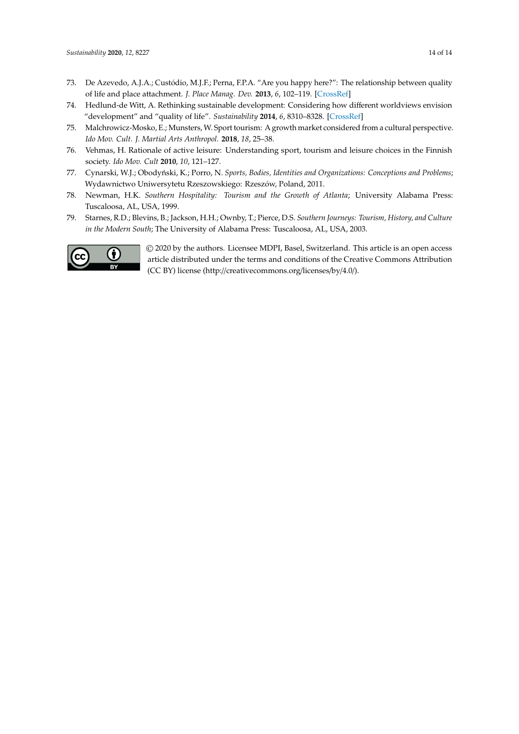73. De Azevedo, A.J.A.; Custódio, M.J.F.; Perna, F.P.A. "Are you happy here?": The relationship between quality of life and place attachment. *J. Place Manag. Dev.* **2013**, *6*, 102–119. [CrossRef]
74. Hedlund-de Witt, A. Rethinking sustainable development: Considering how different worldviews envision "development" and "quality of life". *Sustainability* **2014**, *6*, 8310–8328. [CrossRef]
75. Malchrowicz-Mosko, E.; Munsters, W. Sport tourism: A growth market considered from a cultural perspective. *Ido Mov. Cult. J. Martial Arts Anthropol.* **2018**, *18*, 25–38.
76. Vehmas, H. Rationale of active leisure: Understanding sport, tourism and leisure choices in the Finnish society. *Ido Mov. Cult* **2010**, *10*, 121–127.
77. Cynarski, W.J.; Obodyński, K.; Porro, N. *Sports, Bodies, Identities and Organizations: Conceptions and Problems*; Wydawnictwo Uniwersytetu Rzeszowskiego: Rzeszów, Poland, 2011.
78. Newman, H.K. *Southern Hospitality: Tourism and the Growth of Atlanta*; University Alabama Press: Tuscaloosa, AL, USA, 1999.
79. Starnes, R.D.; Blevins, B.; Jackson, H.H.; Ownby, T.; Pierce, D.S. *Southern Journeys: Tourism, History, and Culture in the Modern South*; The University of Alabama Press: Tuscaloosa, AL, USA, 2003.

© 2020 by the authors. Licensee MDPI, Basel, Switzerland. This article is an open access article distributed under the terms and conditions of the Creative Commons Attribution (CC BY) license (http://creativecommons.org/licenses/by/4.0/).